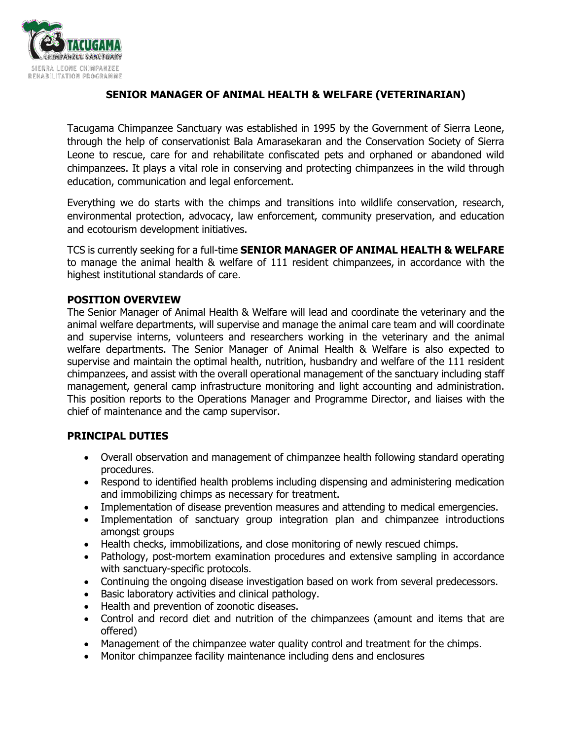TACUGAMA
CHIMPANZEE SANCTUARY
SIERRA LEONE CHIMPANZEE REHABILITATION PROGRAMME

# SENIOR MANAGER OF ANIMAL HEALTH & WELFARE (VETERINARIAN)

Tacugama Chimpanzee Sanctuary was established in 1995 by the Government of Sierra Leone, through the help of conservationist Bala Amarasekaran and the Conservation Society of Sierra Leone to rescue, care for and rehabilitate confiscated pets and orphaned or abandoned wild chimpanzees. It plays a vital role in conserving and protecting chimpanzees in the wild through education, communication and legal enforcement.

Everything we do starts with the chimps and transitions into wildlife conservation, research, environmental protection, advocacy, law enforcement, community preservation, and education and ecotourism development initiatives.

TCS is currently seeking for a full-time **SENIOR MANAGER OF ANIMAL HEALTH & WELFARE** to manage the animal health & welfare of 111 resident chimpanzees, in accordance with the highest institutional standards of care.

## POSITION OVERVIEW

The Senior Manager of Animal Health & Welfare will lead and coordinate the veterinary and the animal welfare departments, will supervise and manage the animal care team and will coordinate and supervise interns, volunteers and researchers working in the veterinary and the animal welfare departments. The Senior Manager of Animal Health & Welfare is also expected to supervise and maintain the optimal health, nutrition, husbandry and welfare of the 111 resident chimpanzees, and assist with the overall operational management of the sanctuary including staff management, general camp infrastructure monitoring and light accounting and administration. This position reports to the Operations Manager and Programme Director, and liaises with the chief of maintenance and the camp supervisor.

## PRINCIPAL DUTIES

- Overall observation and management of chimpanzee health following standard operating procedures.
- Respond to identified health problems including dispensing and administering medication and immobilizing chimps as necessary for treatment.
- Implementation of disease prevention measures and attending to medical emergencies.
- Implementation of sanctuary group integration plan and chimpanzee introductions amongst groups
- Health checks, immobilizations, and close monitoring of newly rescued chimps.
- Pathology, post-mortem examination procedures and extensive sampling in accordance with sanctuary-specific protocols.
- Continuing the ongoing disease investigation based on work from several predecessors.
- Basic laboratory activities and clinical pathology.
- Health and prevention of zoonotic diseases.
- Control and record diet and nutrition of the chimpanzees (amount and items that are offered)
- Management of the chimpanzee water quality control and treatment for the chimps.
- Monitor chimpanzee facility maintenance including dens and enclosures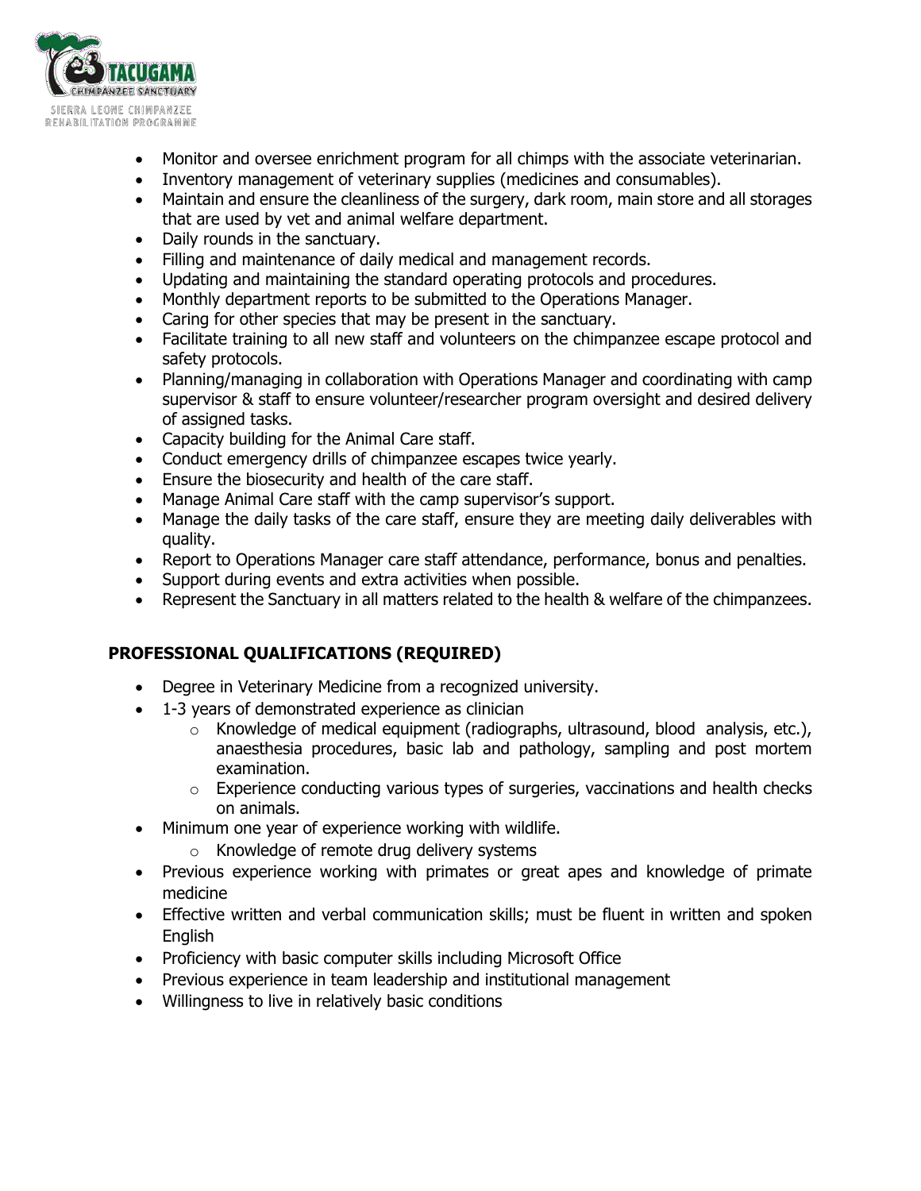- Monitor and oversee enrichment program for all chimps with the associate veterinarian.
- Inventory management of veterinary supplies (medicines and consumables).
- Maintain and ensure the cleanliness of the surgery, dark room, main store and all storages that are used by vet and animal welfare department.
- Daily rounds in the sanctuary.
- Filling and maintenance of daily medical and management records.
- Updating and maintaining the standard operating protocols and procedures.
- Monthly department reports to be submitted to the Operations Manager.
- Caring for other species that may be present in the sanctuary.
- Facilitate training to all new staff and volunteers on the chimpanzee escape protocol and safety protocols.
- Planning/managing in collaboration with Operations Manager and coordinating with camp supervisor & staff to ensure volunteer/researcher program oversight and desired delivery of assigned tasks.
- Capacity building for the Animal Care staff.
- Conduct emergency drills of chimpanzee escapes twice yearly.
- Ensure the biosecurity and health of the care staff.
- Manage Animal Care staff with the camp supervisor's support.
- Manage the daily tasks of the care staff, ensure they are meeting daily deliverables with quality.
- Report to Operations Manager care staff attendance, performance, bonus and penalties.
- Support during events and extra activities when possible.
- Represent the Sanctuary in all matters related to the health & welfare of the chimpanzees.

## PROFESSIONAL QUALIFICATIONS (REQUIRED)

- Degree in Veterinary Medicine from a recognized university.
- 1-3 years of demonstrated experience as clinician
  - Knowledge of medical equipment (radiographs, ultrasound, blood analysis, etc.), anaesthesia procedures, basic lab and pathology, sampling and post mortem examination.
  - Experience conducting various types of surgeries, vaccinations and health checks on animals.
- Minimum one year of experience working with wildlife.
  - Knowledge of remote drug delivery systems
- Previous experience working with primates or great apes and knowledge of primate medicine
- Effective written and verbal communication skills; must be fluent in written and spoken English
- Proficiency with basic computer skills including Microsoft Office
- Previous experience in team leadership and institutional management
- Willingness to live in relatively basic conditions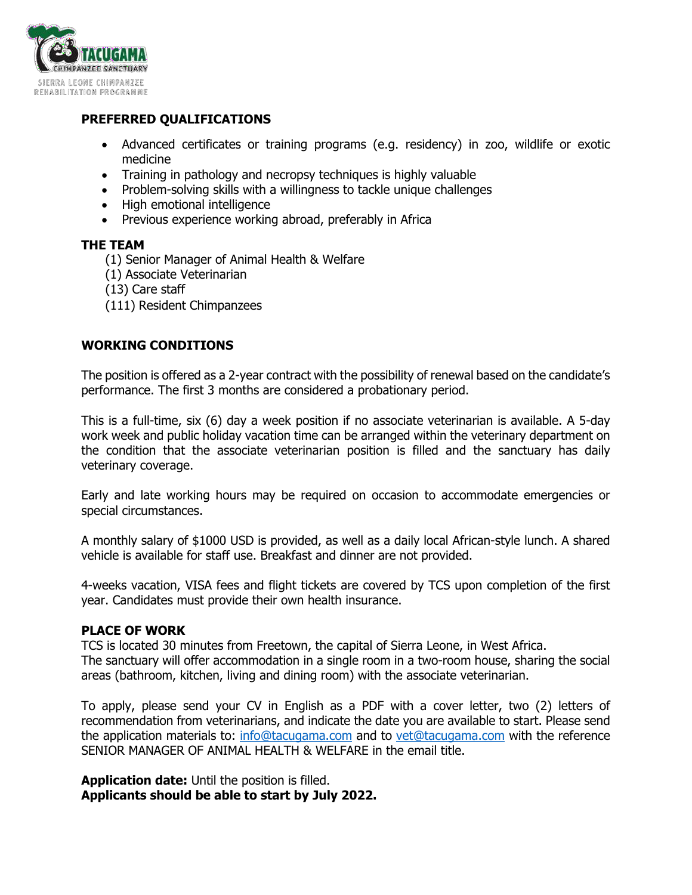## PREFERRED QUALIFICATIONS

- Advanced certificates or training programs (e.g. residency) in zoo, wildlife or exotic medicine
- Training in pathology and necropsy techniques is highly valuable
- Problem-solving skills with a willingness to tackle unique challenges
- High emotional intelligence
- Previous experience working abroad, preferably in Africa

## THE TEAM

(1) Senior Manager of Animal Health & Welfare
(1) Associate Veterinarian
(13) Care staff
(111) Resident Chimpanzees

## WORKING CONDITIONS

The position is offered as a 2-year contract with the possibility of renewal based on the candidate's performance. The first 3 months are considered a probationary period.

This is a full-time, six (6) day a week position if no associate veterinarian is available. A 5-day work week and public holiday vacation time can be arranged within the veterinary department on the condition that the associate veterinarian position is filled and the sanctuary has daily veterinary coverage.

Early and late working hours may be required on occasion to accommodate emergencies or special circumstances.

A monthly salary of $1000 USD is provided, as well as a daily local African-style lunch. A shared vehicle is available for staff use. Breakfast and dinner are not provided.

4-weeks vacation, VISA fees and flight tickets are covered by TCS upon completion of the first year. Candidates must provide their own health insurance.

## PLACE OF WORK

TCS is located 30 minutes from Freetown, the capital of Sierra Leone, in West Africa.
The sanctuary will offer accommodation in a single room in a two-room house, sharing the social areas (bathroom, kitchen, living and dining room) with the associate veterinarian.

To apply, please send your CV in English as a PDF with a cover letter, two (2) letters of recommendation from veterinarians, and indicate the date you are available to start. Please send the application materials to: info@tacugama.com and to vet@tacugama.com with the reference SENIOR MANAGER OF ANIMAL HEALTH & WELFARE in the email title.

**Application date:** Until the position is filled.
**Applicants should be able to start by July 2022.**